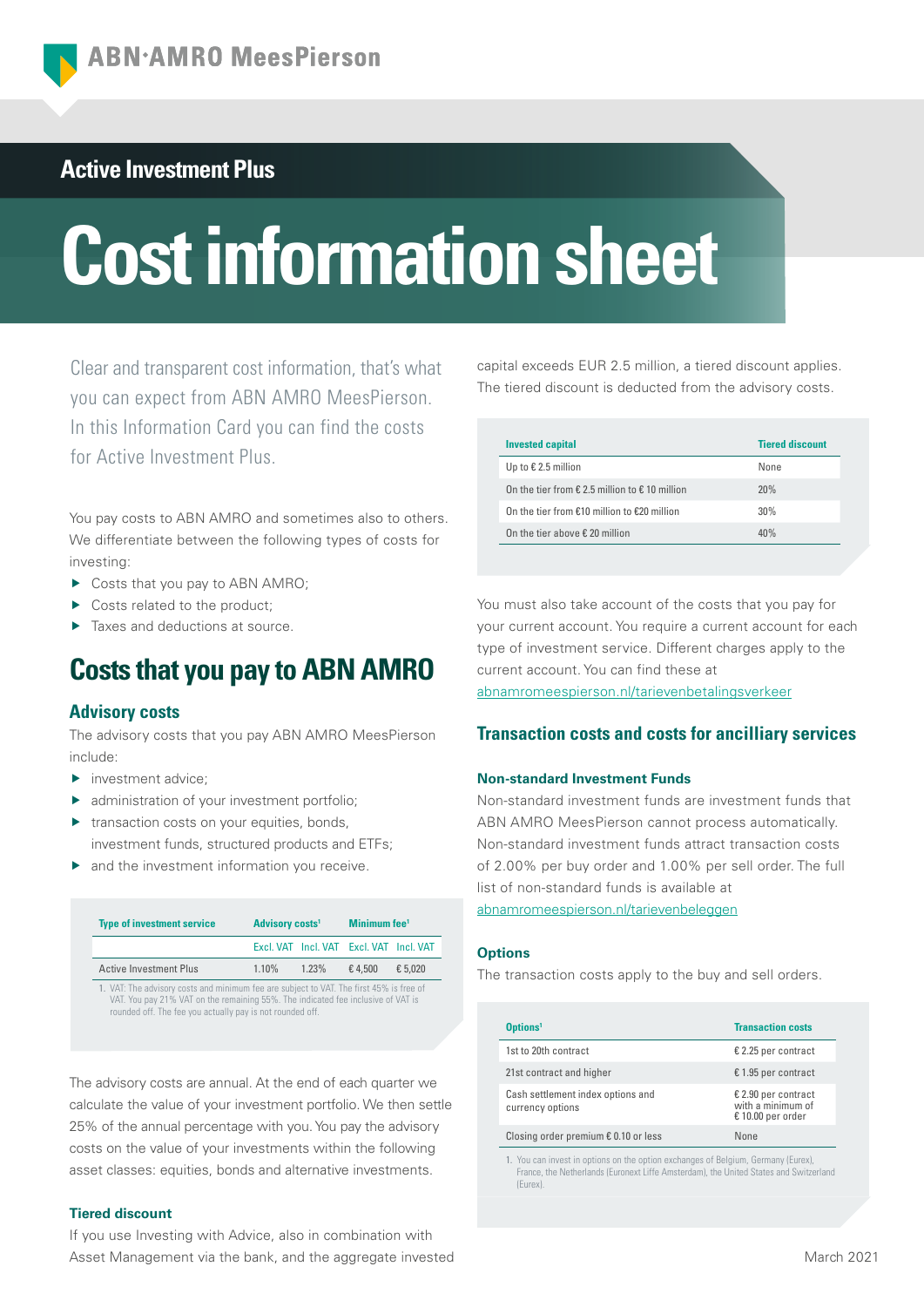ABN·AMRO MeesPierson

Active Investment Plus

# Cost information sheet

Clear and transparent cost information, that's what you can expect from ABN AMRO MeesPierson. In this Information Card you can find the costs for Active Investment Plus.

You pay costs to ABN AMRO and sometimes also to others. We differentiate between the following types of costs for investing:

- Costs that you pay to ABN AMRO;
- Costs related to the product;
- Taxes and deductions at source.

## Costs that you pay to ABN AMRO

### Advisory costs

The advisory costs that you pay ABN AMRO MeesPierson include:

- investment advice;
- administration of your investment portfolio;
- transaction costs on your equities, bonds, investment funds, structured products and ETFs;
- and the investment information you receive.

| Type of investment service | Advisory costs[1] | | Minimum fee[1] | |
|---|---|---|---|---|
| | Excl. VAT | Incl. VAT | Excl. VAT | Incl. VAT |
| Active Investment Plus | 1.10% | 1.23% | € 4,500 | € 5,020 |

1. VAT: The advisory costs and minimum fee are subject to VAT. The first 45% is free of VAT. You pay 21% VAT on the remaining 55%. The indicated fee inclusive of VAT is rounded off. The fee you actually pay is not rounded off.

The advisory costs are annual. At the end of each quarter we calculate the value of your investment portfolio. We then settle 25% of the annual percentage with you. You pay the advisory costs on the value of your investments within the following asset classes: equities, bonds and alternative investments.

### Tiered discount

If you use Investing with Advice, also in combination with Asset Management via the bank, and the aggregate invested capital exceeds EUR 2.5 million, a tiered discount applies. The tiered discount is deducted from the advisory costs.

| Invested capital | Tiered discount |
|---|---|
| Up to € 2.5 million | None |
| On the tier from € 2.5 million to € 10 million | 20% |
| On the tier from €10 million to €20 million | 30% |
| On the tier above € 20 million | 40% |

You must also take account of the costs that you pay for your current account. You require a current account for each type of investment service. Different charges apply to the current account. You can find these at abnamromeespierson.nl/tarievenbetalingsverkeer

### Transaction costs and costs for ancilliary services

#### Non-standard Investment Funds

Non-standard investment funds are investment funds that ABN AMRO MeesPierson cannot process automatically. Non-standard investment funds attract transaction costs of 2.00% per buy order and 1.00% per sell order. The full list of non-standard funds is available at abnamromeespierson.nl/tarievenbeleggen

#### Options

The transaction costs apply to the buy and sell orders.

| Options[1] | Transaction costs |
|---|---|
| 1st to 20th contract | € 2.25 per contract |
| 21st contract and higher | € 1.95 per contract |
| Cash settlement index options and currency options | € 2.90 per contract with a minimum of € 10.00 per order |
| Closing order premium € 0.10 or less | None |

1. You can invest in options on the option exchanges of Belgium, Germany (Eurex), France, the Netherlands (Euronext Liffe Amsterdam), the United States and Switzerland (Eurex).

March 2021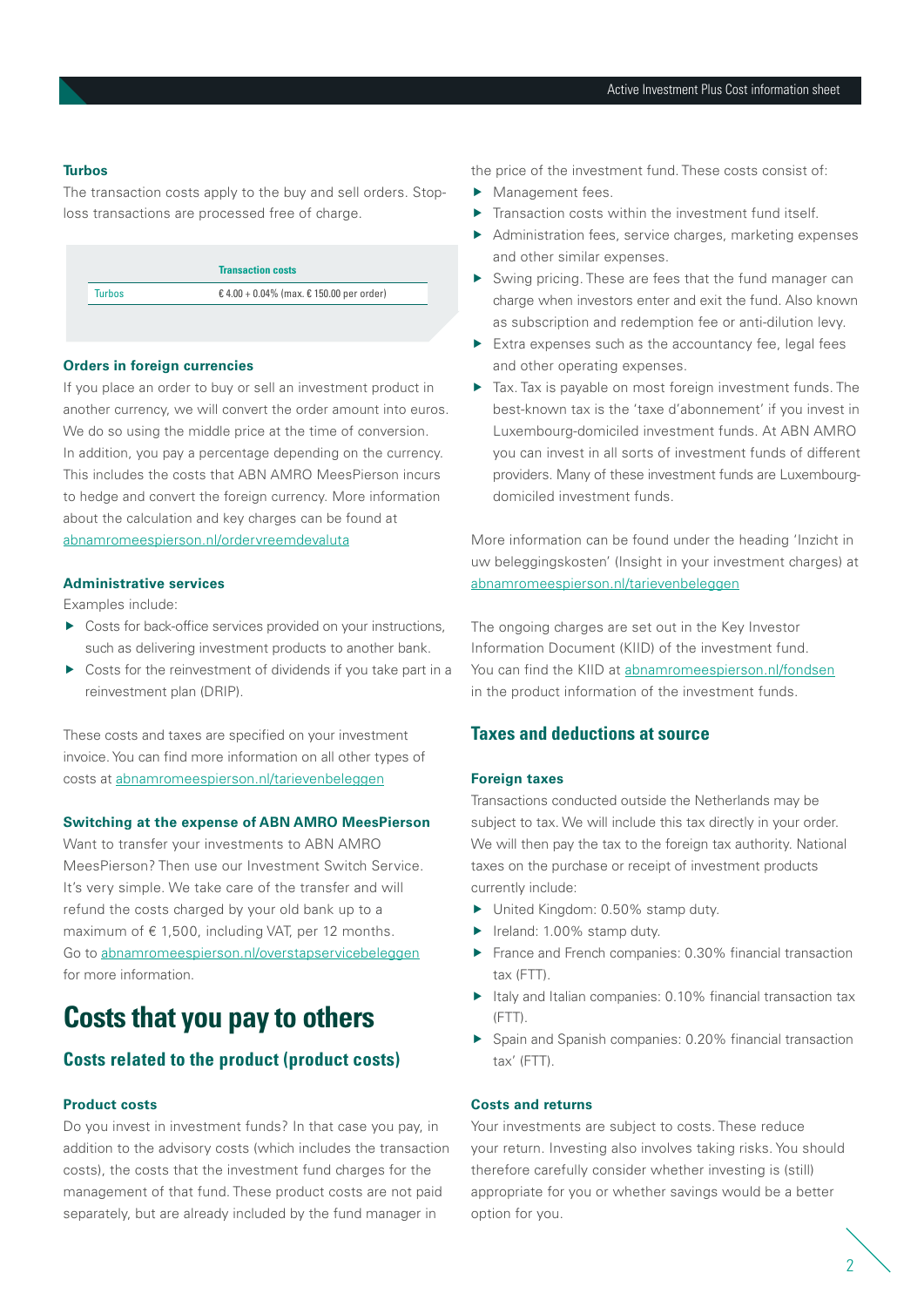#### Turbos

The transaction costs apply to the buy and sell orders. Stop-loss transactions are processed free of charge.

| | Transaction costs |
|---|---|
| Turbos | € 4.00 + 0.04% (max. € 150.00 per order) |

#### Orders in foreign currencies

If you place an order to buy or sell an investment product in another currency, we will convert the order amount into euros. We do so using the middle price at the time of conversion. In addition, you pay a percentage depending on the currency. This includes the costs that ABN AMRO MeesPierson incurs to hedge and convert the foreign currency. More information about the calculation and key charges can be found at abnamromeespierson.nl/ordervreemdevaluta

#### Administrative services

Examples include:

- Costs for back-office services provided on your instructions, such as delivering investment products to another bank.
- Costs for the reinvestment of dividends if you take part in a reinvestment plan (DRIP).

These costs and taxes are specified on your investment invoice. You can find more information on all other types of costs at abnamromeespierson.nl/tarievenbeleggen

#### Switching at the expense of ABN AMRO MeesPierson

Want to transfer your investments to ABN AMRO MeesPierson? Then use our Investment Switch Service. It's very simple. We take care of the transfer and will refund the costs charged by your old bank up to a maximum of € 1,500, including VAT, per 12 months. Go to abnamromeespierson.nl/overstapservicebeleggen for more information.

# Costs that you pay to others

## Costs related to the product (product costs)

#### Product costs

Do you invest in investment funds? In that case you pay, in addition to the advisory costs (which includes the transaction costs), the costs that the investment fund charges for the management of that fund. These product costs are not paid separately, but are already included by the fund manager in the price of the investment fund. These costs consist of:

- Management fees.
- Transaction costs within the investment fund itself.
- Administration fees, service charges, marketing expenses and other similar expenses.
- Swing pricing. These are fees that the fund manager can charge when investors enter and exit the fund. Also known as subscription and redemption fee or anti-dilution levy.
- Extra expenses such as the accountancy fee, legal fees and other operating expenses.
- Tax. Tax is payable on most foreign investment funds. The best-known tax is the 'taxe d'abonnement' if you invest in Luxembourg-domiciled investment funds. At ABN AMRO you can invest in all sorts of investment funds of different providers. Many of these investment funds are Luxembourg-domiciled investment funds.

More information can be found under the heading 'Inzicht in uw beleggingskosten' (Insight in your investment charges) at abnamromeespierson.nl/tarievenbeleggen

The ongoing charges are set out in the Key Investor Information Document (KIID) of the investment fund. You can find the KIID at abnamromeespierson.nl/fondsen in the product information of the investment funds.

## Taxes and deductions at source

#### Foreign taxes

Transactions conducted outside the Netherlands may be subject to tax. We will include this tax directly in your order. We will then pay the tax to the foreign tax authority. National taxes on the purchase or receipt of investment products currently include:

- United Kingdom: 0.50% stamp duty.
- Ireland: 1.00% stamp duty.
- France and French companies: 0.30% financial transaction tax (FTT).
- Italy and Italian companies: 0.10% financial transaction tax (FTT).
- Spain and Spanish companies: 0.20% financial transaction tax' (FTT).

#### Costs and returns

Your investments are subject to costs. These reduce your return. Investing also involves taking risks. You should therefore carefully consider whether investing is (still) appropriate for you or whether savings would be a better option for you.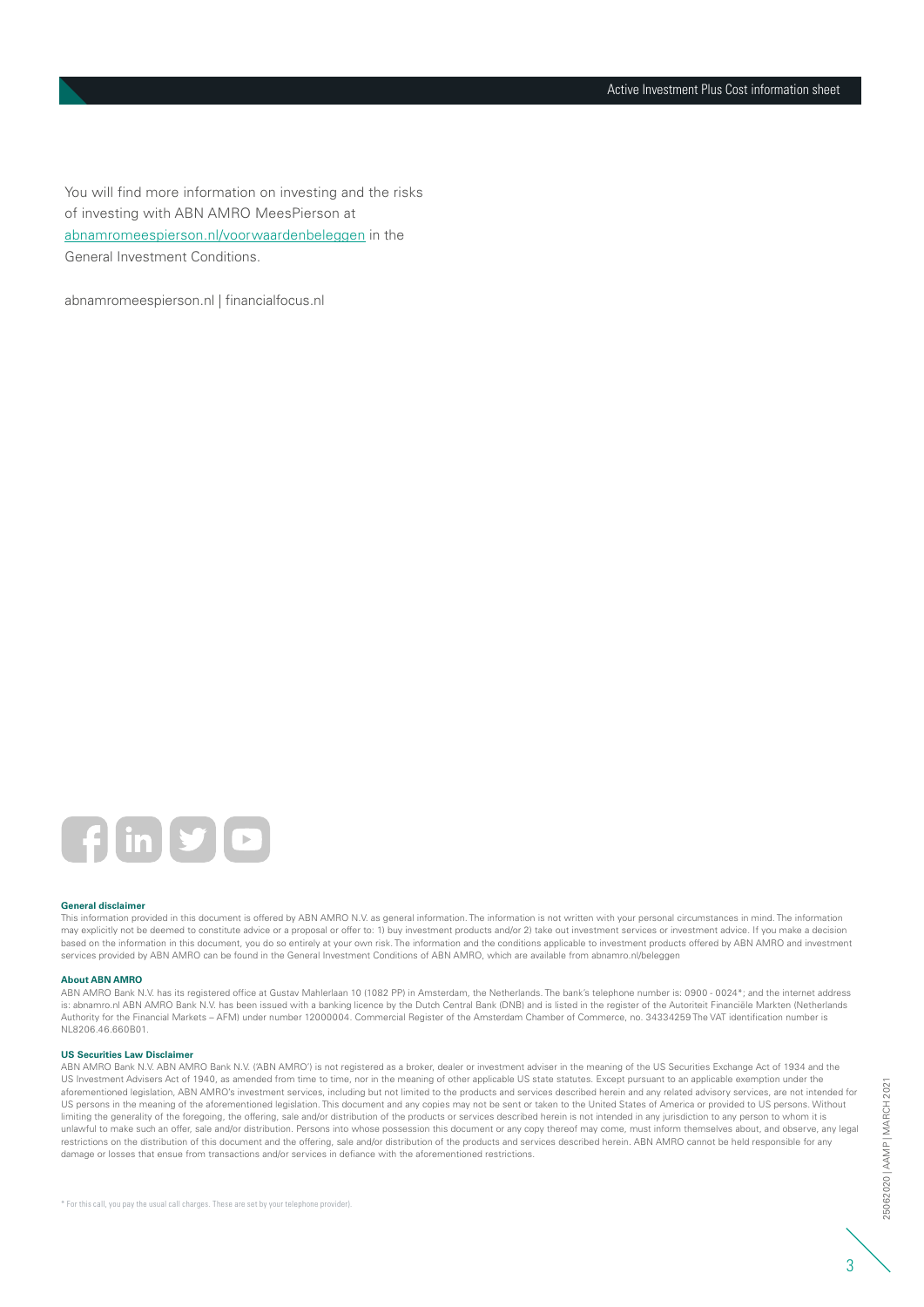You will find more information on investing and the risks of investing with ABN AMRO MeesPierson at [abnamromeespierson.nl/voorwaardenbeleggen](abnamromeespierson.nl/voorwaardenbeleggen) in the General Investment Conditions.

abnamromeespierson.nl | financialfocus.nl

**General disclaimer**

This information provided in this document is offered by ABN AMRO N.V. as general information. The information is not written with your personal circumstances in mind. The information may explicitly not be deemed to constitute advice or a proposal or offer to: 1) buy investment products and/or 2) take out investment services or investment advice. If you make a decision based on the information in this document, you do so entirely at your own risk. The information and the conditions applicable to investment products offered by ABN AMRO and investment services provided by ABN AMRO can be found in the General Investment Conditions of ABN AMRO, which are available from abnamro.nl/beleggen

**About ABN AMRO**

ABN AMRO Bank N.V. has its registered office at Gustav Mahlerlaan 10 (1082 PP) in Amsterdam, the Netherlands. The bank's telephone number is: 0900 - 0024*; and the internet address is: abnamro.nl ABN AMRO Bank N.V. has been issued with a banking licence by the Dutch Central Bank (DNB) and is listed in the register of the Autoriteit Financiële Markten (Netherlands Authority for the Financial Markets – AFM) under number 12000004. Commercial Register of the Amsterdam Chamber of Commerce, no. 34334259 The VAT identification number is NL8206.46.660B01.

**US Securities Law Disclaimer**

ABN AMRO Bank N.V. ABN AMRO Bank N.V. ('ABN AMRO') is not registered as a broker, dealer or investment adviser in the meaning of the US Securities Exchange Act of 1934 and the US Investment Advisers Act of 1940, as amended from time to time, nor in the meaning of other applicable US state statutes. Except pursuant to an applicable exemption under the aforementioned legislation, ABN AMRO's investment services, including but not limited to the products and services described herein and any related advisory services, are not intended for US persons in the meaning of the aforementioned legislation. This document and any copies may not be sent or taken to the United States of America or provided to US persons. Without limiting the generality of the foregoing, the offering, sale and/or distribution of the products or services described herein is not intended in any jurisdiction to any person to whom it is unlawful to make such an offer, sale and/or distribution. Persons into whose possession this document or any copy thereof may come, must inform themselves about, and observe, any legal restrictions on the distribution of this document and the offering, sale and/or distribution of the products and services described herein. ABN AMRO cannot be held responsible for any damage or losses that ensue from transactions and/or services in defiance with the aforementioned restrictions.

\* For this call, you pay the usual call charges. These are set by your telephone provider).

25062020 | AAMP | MARCH 2021